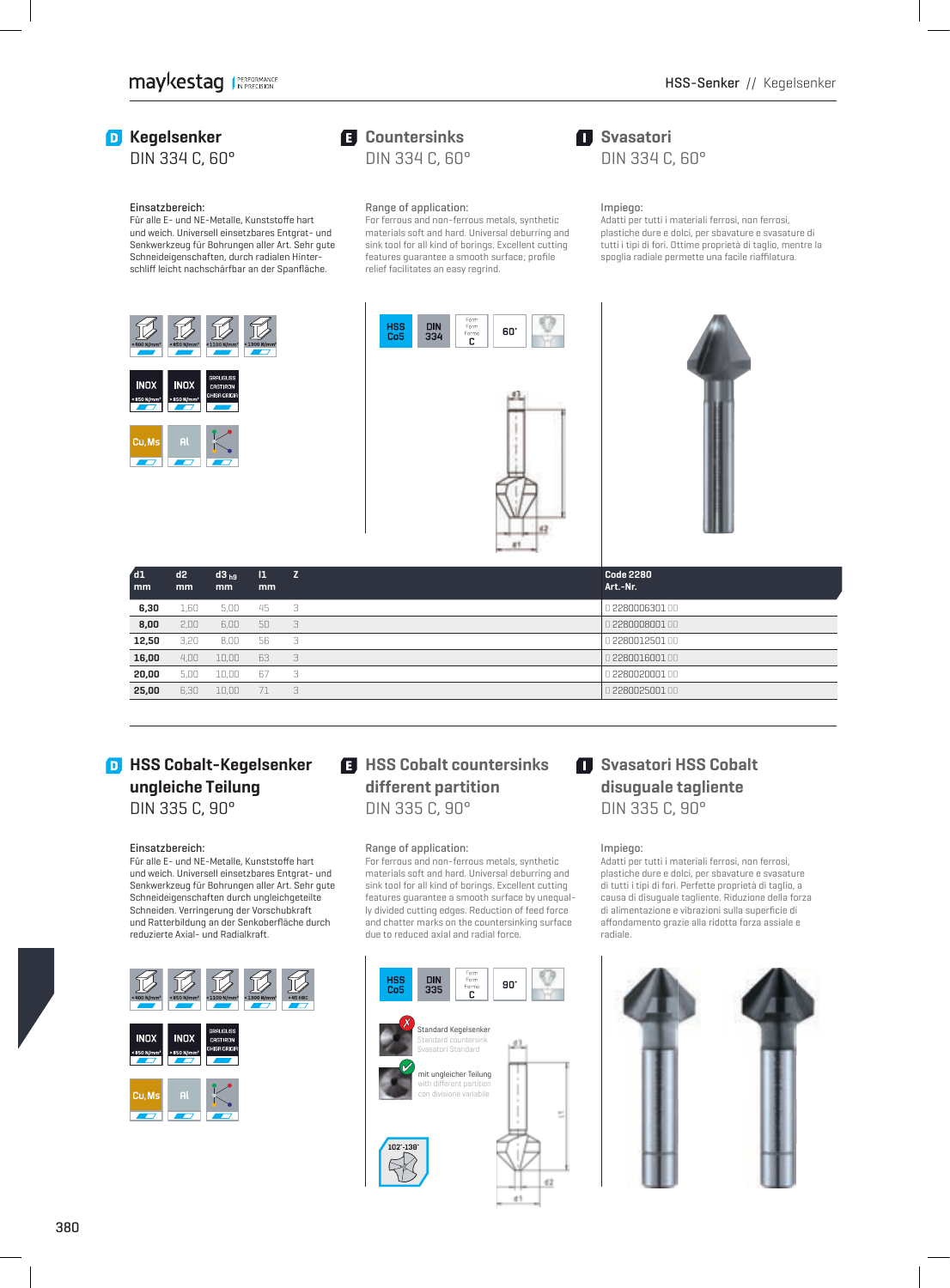## D Kegelsenker
DIN 334 C, 60°

Einsatzbereich:
Für alle E- und NE-Metalle, Kunststoffe hart und weich. Universell einsetzbares Entgrat- und Senkwerkzeug für Bohrungen aller Art. Sehr gute Schneideigenschaften, durch radialen Hinterschliff leicht nachschärfbar an der Spanfläche.

## E Countersinks
DIN 334 C, 60°

Range of application:
For ferrous and non-ferrous metals, synthetic materials soft and hard. Universal deburring and sink tool for all kind of borings. Excellent cutting features guarantee a smooth surface; profile relief facilitates an easy regrind.

## I Svasatori
DIN 334 C, 60°

Impiego:
Adatti per tutti i materiali ferrosi, non ferrosi, plastiche dure e dolci, per sbavature e svasature di tutti i tipi di fori. Ottime proprietà di taglio, mentre la spoglia radiale permette una facile riaffilatura.

HSS Co5 | DIN 334 | Form C | 60°

| d1 mm | d2 mm | d3 h9 mm | l1 mm | Z | Code 2280 Art.-Nr. |
|---|---|---|---|---|---|
| 6,30 | 1,60 | 5,00 | 45 | 3 | 2280006301 00 |
| 8,00 | 2,00 | 6,00 | 50 | 3 | 2280008001 00 |
| 12,50 | 3,20 | 8,00 | 56 | 3 | 2280012501 00 |
| 16,00 | 4,00 | 10,00 | 63 | 3 | 2280016001 00 |
| 20,00 | 5,00 | 10,00 | 67 | 3 | 2280020001 00 |
| 25,00 | 6,30 | 10,00 | 71 | 3 | 2280025001 00 |

## D HSS Cobalt-Kegelsenker ungleiche Teilung
DIN 335 C, 90°

Einsatzbereich:
Für alle E- und NE-Metalle, Kunststoffe hart und weich. Universell einsetzbares Entgrat- und Senkwerkzeug für Bohrungen aller Art. Sehr gute Schneideigenschaften durch ungleichgeteilte Schneiden. Verringerung der Vorschubkraft und Ratterbildung an der Senkoberfläche durch reduzierte Axial- und Radialkraft.

## E HSS Cobalt countersinks different partition
DIN 335 C, 90°

Range of application:
For ferrous and non-ferrous metals, synthetic materials soft and hard. Universal deburring and sink tool for all kind of borings. Excellent cutting features guarantee a smooth surface by unequally divided cutting edges. Reduction of feed force and chatter marks on the countersinking surface due to reduced axial and radial force.

## I Svasatori HSS Cobalt disuguale taglienti
DIN 335 C, 90°

Impiego:
Adatti per tutti i materiali ferrosi, non ferrosi, plastiche dure e dolci, per sbavature e svasature di tutti i tipi di fori. Perfette proprietà di taglio, a causa di disuguale taglienti. Riduzione della forza di alimentazione e vibrazioni sulla superficie di affondamento grazie alla ridotta forza assiale e radiale.

HSS Co5 | DIN 335 | Form C | 90°

Standard Kegelsenker / Standard countersink / Svasatori Standard

mit ungleicher Teilung / with different partition / con divisione variabile

102°-138°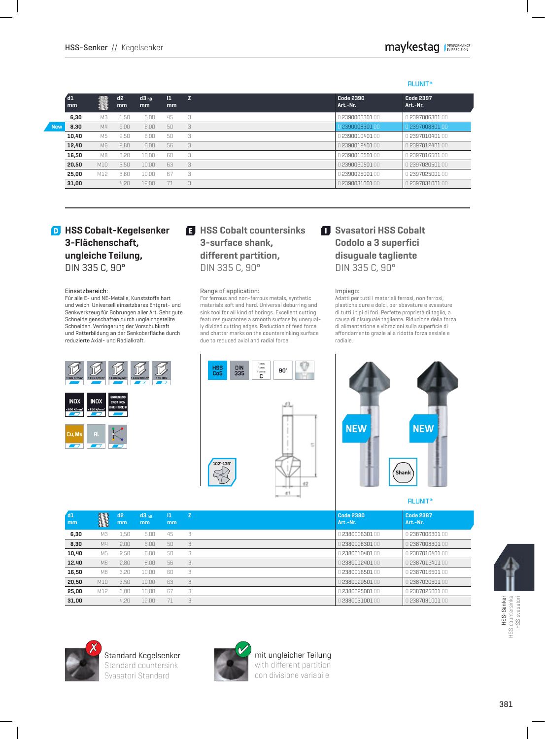| d1 mm | | d2 mm | d3 h9 mm | l1 mm | Z | Code 2390 Art.-Nr. | Code 2397 Art.-Nr. |
|---|---|---|---|---|---|---|---|
| 6,30 | M3 | 1,50 | 5,00 | 45 | 3 | 0 2390006301 00 | 0 2397006301 00 |
| 8,30 (New) | M4 | 2,00 | 6,00 | 50 | 3 | 0 2390008301 00 | 0 2397008301 00 |
| 10,40 | M5 | 2,50 | 6,00 | 50 | 3 | 0 2390010401 00 | 0 2397010401 00 |
| 12,40 | M6 | 2,80 | 8,00 | 56 | 3 | 0 2390012401 00 | 0 2397012401 00 |
| 16,50 | M8 | 3,20 | 10,00 | 60 | 3 | 0 2390016501 00 | 0 2397016501 00 |
| 20,50 | M10 | 3,50 | 10,00 | 63 | 3 | 0 2390020501 00 | 0 2397020501 00 |
| 25,00 | M12 | 3,80 | 10,00 | 67 | 3 | 0 2390025001 00 | 0 2397025001 00 |
| 31,00 | | 4,20 | 12,00 | 71 | 3 | 0 2390031001 00 | 0 2397031001 00 |

## D HSS Cobalt-Kegelsenker 3-Flächenschaft, ungleiche Teilung, DIN 335 C, 90°

Einsatzbereich:
Für alle E- und NE-Metalle, Kunststoffe hart und weich. Universell einsetzbares Entgrat- und Senkwerkzeug für Bohrungen aller Art. Sehr gute Schneideigenschaften durch ungleichgeteilte Schneiden. Verringerung der Vorschubkraft und der Ratterbildung an der Senkoberfläche durch reduzierte Axial- und Radialkraft.

## E HSS Cobalt countersinks 3-surface shank, different partition, DIN 335 C, 90°

Range of application:
For ferrous and non-ferrous metals, synthetic materials soft and hard. Universal deburring and sink tool for all kind of borings. Excellent cutting features guarantee a smooth surface by unequally divided cutting edges. Reduction of feed force and chatter marks on the countersinking surface due to reduced axial and radial force.

## I Svasatori HSS Cobalt Codolo a 3 superfici disuguale tagliente DIN 335 C, 90°

Impiego:
Adatti per tutti i materiali ferrosi, non ferrosi, plastiche dure e dolci, per sbavature e svasature di tutti i tipi di fori. Perfette proprietà di taglio, a causa di disuguale tagliente. Riduzione della forza di alimentazione e vibrazioni sulla superficie di affondamento grazie alla ridotta forza assiale e radiale.

HSS Co5 | DIN 335 | Form C | 90° | 102°-138°

NEW | NEW | Shank | ALUNIT®

| d1 mm | | d2 mm | d3 h9 mm | l1 mm | Z | Code 2380 Art.-Nr. | Code 2387 Art.-Nr. |
|---|---|---|---|---|---|---|---|
| 6,30 | M3 | 1,50 | 5,00 | 45 | 3 | 0 2380006301 00 | 0 2387006301 00 |
| 8,30 | M4 | 2,00 | 6,00 | 50 | 3 | 0 2380008301 00 | 0 2387008301 00 |
| 10,40 | M5 | 2,50 | 6,00 | 50 | 3 | 0 2380010401 00 | 0 2387010401 00 |
| 12,40 | M6 | 2,80 | 8,00 | 56 | 3 | 0 2380012401 00 | 0 2387012401 00 |
| 16,50 | M8 | 3,20 | 10,00 | 60 | 3 | 0 2380016501 00 | 0 2387016501 00 |
| 20,50 | M10 | 3,50 | 10,00 | 63 | 3 | 0 2380020501 00 | 0 2387020501 00 |
| 25,00 | M12 | 3,80 | 10,00 | 67 | 3 | 0 2380025001 00 | 0 2387025001 00 |
| 31,00 | | 4,20 | 12,00 | 71 | 3 | 0 2380031001 00 | 0 2387031001 00 |

Standard Kegelsenker
Standard countersink
Svasatori Standard

mit ungleicher Teilung
with different partition
con divisione variabile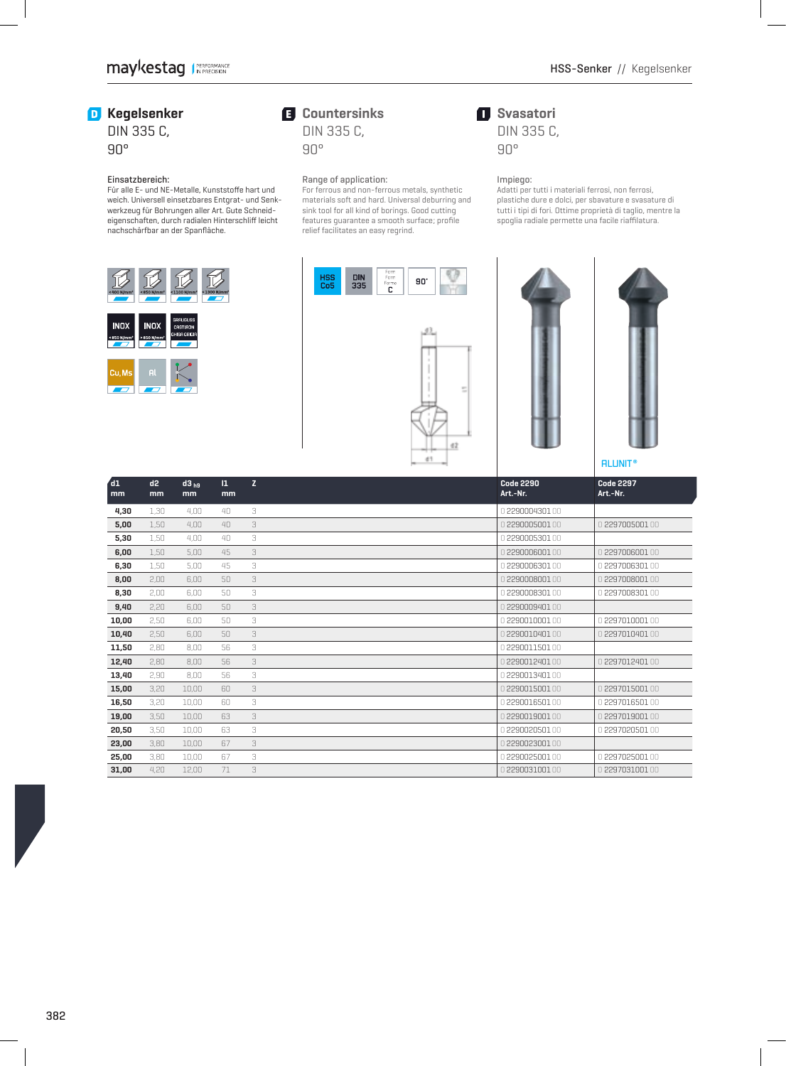## D Kegelsenker
DIN 335 C,
90°

Einsatzbereich:
Für alle E- und NE-Metalle, Kunststoffe hart und weich. Universell einsetzbares Entgrat- und Senkwerkzeug für Bohrungen aller Art. Gute Schneideigenschaften, durch radialen Hinterschliff leicht nachschärfbar an der Spanfläche.

## E Countersinks
DIN 335 C,
90°

Range of application:
For ferrous and non-ferrous metals, synthetic materials soft and hard. Universal deburring and sink tool for all kind of borings. Good cutting features guarantee a smooth surface; profile relief facilitates an easy regrind.

## I Svasatori
DIN 335 C,
90°

Impiego:
Adatti per tutti i materiali ferrosi, non ferrosi, plastiche dure e dolci, per sbavature e svasature di tutti i tipi di fori. Ottime proprietà di taglio, mentre la spoglia radiale permette una facile riaffilatura.

HSS Co5 | DIN 335 | Form C | 90°

ALUNIT®

| d1 mm | d2 mm | d3 h9 mm | l1 mm | Z | Code 2290 Art.-Nr. | Code 2297 Art.-Nr. |
|---|---|---|---|---|---|---|
| 4,30 | 1,30 | 4,00 | 40 | 3 | 0 2290004301 00 | |
| 5,00 | 1,50 | 4,00 | 40 | 3 | 0 2290005001 00 | 0 2297005001 00 |
| 5,30 | 1,50 | 4,00 | 40 | 3 | 0 2290005301 00 | |
| 6,00 | 1,50 | 5,00 | 45 | 3 | 0 2290006001 00 | 0 2297006001 00 |
| 6,30 | 1,50 | 5,00 | 45 | 3 | 0 2290006301 00 | 0 2297006301 00 |
| 8,00 | 2,00 | 6,00 | 50 | 3 | 0 2290008001 00 | 0 2297008001 00 |
| 8,30 | 2,00 | 6,00 | 50 | 3 | 0 2290008301 00 | 0 2297008301 00 |
| 9,40 | 2,20 | 6,00 | 50 | 3 | 0 2290009401 00 | |
| 10,00 | 2,50 | 6,00 | 50 | 3 | 0 2290010001 00 | 0 2297010001 00 |
| 10,40 | 2,50 | 6,00 | 50 | 3 | 0 2290010401 00 | 0 2297010401 00 |
| 11,50 | 2,80 | 8,00 | 56 | 3 | 0 2290011501 00 | |
| 12,40 | 2,80 | 8,00 | 56 | 3 | 0 2290012401 00 | 0 2297012401 00 |
| 13,40 | 2,90 | 8,00 | 56 | 3 | 0 2290013401 00 | |
| 15,00 | 3,20 | 10,00 | 60 | 3 | 0 2290015001 00 | 0 2297015001 00 |
| 16,50 | 3,20 | 10,00 | 60 | 3 | 0 2290016501 00 | 0 2297016501 00 |
| 19,00 | 3,50 | 10,00 | 63 | 3 | 0 2290019001 00 | 0 2297019001 00 |
| 20,50 | 3,50 | 10,00 | 63 | 3 | 0 2290020501 00 | 0 2297020501 00 |
| 23,00 | 3,80 | 10,00 | 67 | 3 | 0 2290023001 00 | |
| 25,00 | 3,80 | 10,00 | 67 | 3 | 0 2290025001 00 | 0 2297025001 00 |
| 31,00 | 4,20 | 12,00 | 71 | 3 | 0 2290031001 00 | 0 2297031001 00 |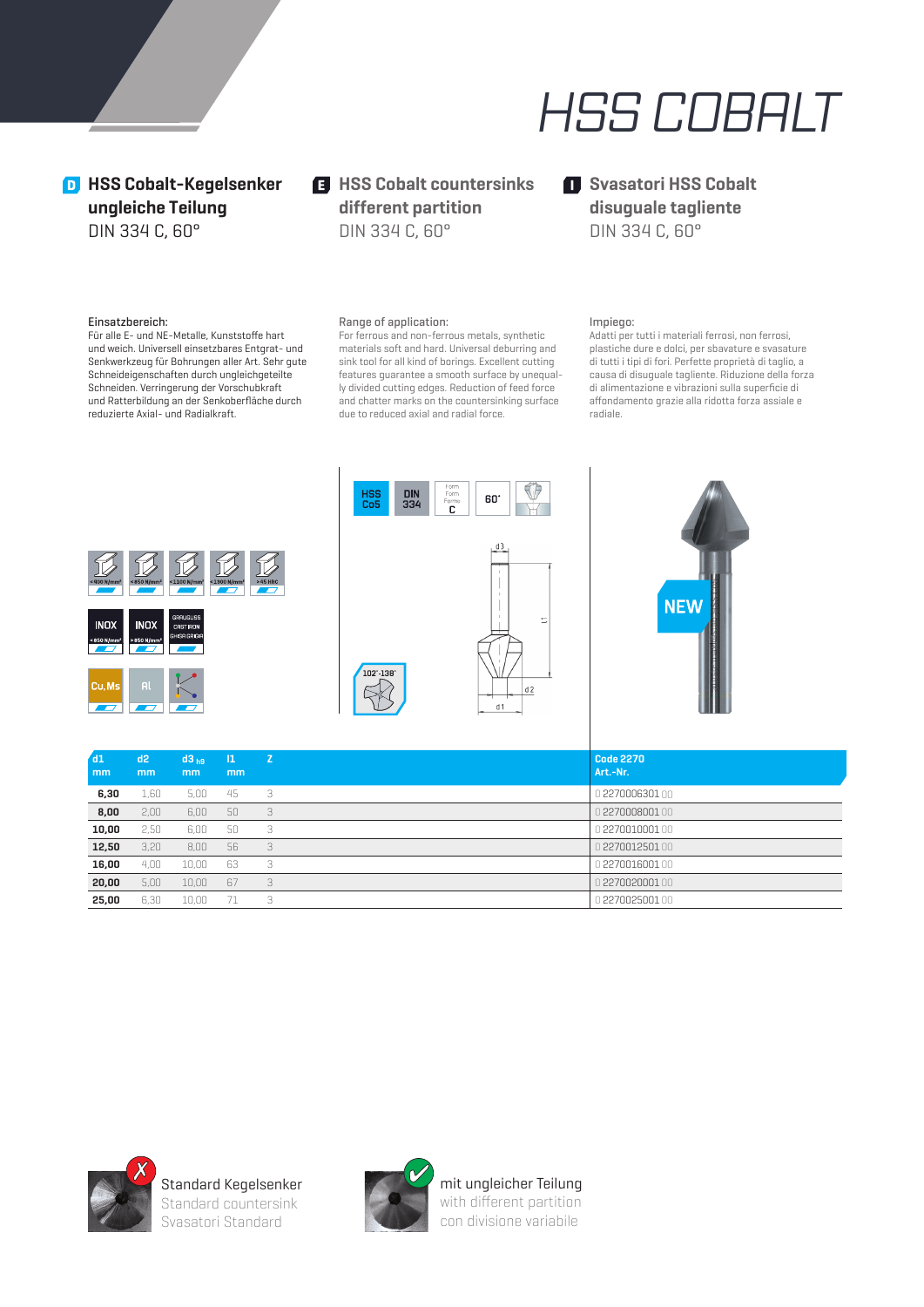# HSS COBALT

## HSS Cobalt-Kegelsenker ungleiche Teilung
DIN 334 C, 60°

## HSS Cobalt countersinks different partition
DIN 334 C, 60°

## Svasatori HSS Cobalt disuguale tagliente
DIN 334 C, 60°

Einsatzbereich:
Für alle E- und NE-Metalle, Kunststoffe hart und weich. Universell einsetzbares Entgrat- und Senkwerkzeug für Bohrungen aller Art. Sehr gute Schneideigenschaften durch ungleichgeteilte Schneiden. Verringerung der Vorschubkraft und Ratterbildung an der Senkoberfläche durch reduzierte Axial- und Radialkraft.

Range of application:
For ferrous and non-ferrous metals, synthetic materials soft and hard. Universal deburring and sink tool for all kind of borings. Excellent cutting features guarantee a smooth surface by unequally divided cutting edges. Reduction of feed force and chatter marks on the countersinking surface due to reduced axial and radial force.

Impiego:
Adatti per tutti i materiali ferrosi, non ferrosi, plastiche dure e dolci, per sbavature e svasature di tutti i tipi di fori. Perfette proprietà di taglio, a causa di disuguale tagliente. Riduzione della forza di alimentazione e vibrazioni sulla superficie di affondamento grazie alla ridotta forza assiale e radiale.

HSS Co5 | DIN 334 | Form C | 60°

<400 N/mm² | <850 N/mm² | <1100 N/mm² | <1300 N/mm² | >45 HRC

INOX <850 N/mm² | INOX >850 N/mm² | GRAUGUSS CAST IRON GHISA GRIGIA

Cu,Ms | Al

102°-138°

NEW

| d1 mm | d2 mm | d3 h9 mm | l1 mm | Z | Code 2270 Art.-Nr. |
|---|---|---|---|---|---|
| 6,30 | 1,60 | 5,00 | 45 | 3 | 0 2270006301 00 |
| 8,00 | 2,00 | 6,00 | 50 | 3 | 0 2270008001 00 |
| 10,00 | 2,50 | 6,00 | 50 | 3 | 0 2270010001 00 |
| 12,50 | 3,20 | 8,00 | 56 | 3 | 0 2270012501 00 |
| 16,00 | 4,00 | 10,00 | 63 | 3 | 0 2270016001 00 |
| 20,00 | 5,00 | 10,00 | 67 | 3 | 0 2270020001 00 |
| 25,00 | 6,30 | 10,00 | 71 | 3 | 0 2270025001 00 |

Standard Kegelsenker
Standard countersink
Svasatori Standard

mit ungleicher Teilung
with different partition
con divisione variabile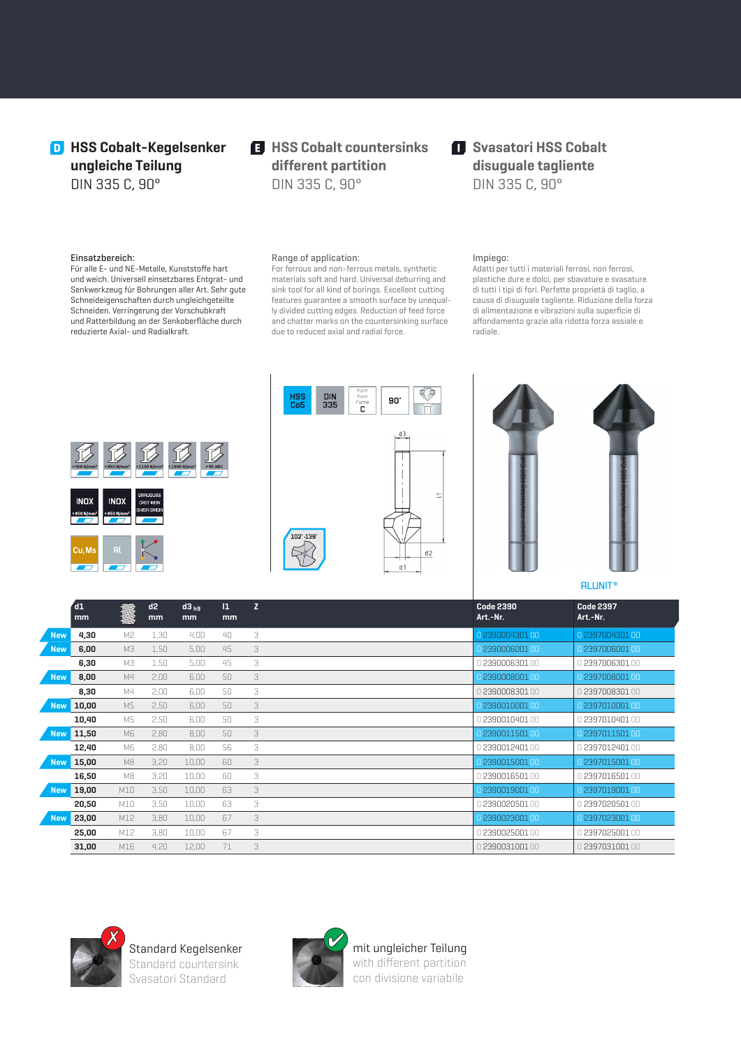## D HSS Cobalt-Kegelsenker ungleiche Teilung
DIN 335 C, 90°

## E HSS Cobalt countersinks different partition
DIN 335 C, 90°

## I Svasatori HSS Cobalt disuguale tagliente
DIN 335 C, 90°

**Einsatzbereich:**
Für alle E- und NE-Metalle, Kunststoffe hart und weich. Universell einsetzbares Entgrat- und Senkwerkzeug für Bohrungen aller Art. Sehr gute Schneideigenschaften durch ungleichgeteilte Schneiden. Verringerung der Vorschubkraft und Ratterbildung an der Senkoberfläche durch reduzierte Axial- und Radialkraft.

**Range of application:**
For ferrous and non-ferrous metals, synthetic materials soft and hard. Universal deburring and sink tool for all kind of borings. Excellent cutting features guarantee a smooth surface by unequally divided cutting edges. Reduction of feed force and chatter marks on the countersinking surface due to reduced axial and radial force.

**Impiego:**
Adatti per tutti i materiali ferrosi, non ferrosi, plastiche dure e dolci, per sbavature e svasature di tutti i tipi di fori. Perfette proprietà di taglio, a causa di disuguale taglienti. Riduzione della forza di alimentazione e vibrazioni sulla superficie di affondamento grazie alla ridotta forza assiale e radiale.

<900 N/mm² | <850 N/mm² | <1100 N/mm² | <1300 N/mm² | >45 HRC
INOX <850 N/mm² | INOX >850 N/mm² | GRAUGUSS CAST IRON GHISA GRIGIA
Cu, Ms | Al

HSS Co5 | DIN 335 | Form C | 90° | 102°-138°

d3, l1, d2, d1

ALUNIT®

| | d1 mm | | d2 mm | d3 h9 mm | l1 mm | Z | Code 2390 Art.-Nr. | Code 2397 Art.-Nr. |
|---|---|---|---|---|---|---|---|---|
| New | 4,30 | M2 | 1,30 | 4,00 | 40 | 3 | 0 2390004301 00 | 0 2397004301 00 |
| New | 6,00 | M3 | 1,50 | 5,00 | 45 | 3 | 0 2390006001 00 | 0 2397006001 00 |
| | 6,30 | M3 | 1,50 | 5,00 | 45 | 3 | 0 2390006301 00 | 0 2397006301 00 |
| New | 8,00 | M4 | 2,00 | 6,00 | 50 | 3 | 0 2390008001 00 | 0 2397008001 00 |
| | 8,30 | M4 | 2,00 | 6,00 | 50 | 3 | 0 2390008301 00 | 0 2397008301 00 |
| New | 10,00 | M5 | 2,50 | 6,00 | 50 | 3 | 0 2390010001 00 | 0 2397010001 00 |
| | 10,40 | M5 | 2,50 | 6,00 | 50 | 3 | 0 2390010401 00 | 0 2397010401 00 |
| New | 11,50 | M6 | 2,80 | 8,00 | 50 | 3 | 0 2390011501 00 | 0 2397011501 00 |
| | 12,40 | M6 | 2,80 | 8,00 | 56 | 3 | 0 2390012401 00 | 0 2397012401 00 |
| New | 15,00 | M8 | 3,20 | 10,00 | 60 | 3 | 0 2390015001 00 | 0 2397015001 00 |
| | 16,50 | M8 | 3,20 | 10,00 | 60 | 3 | 0 2390016501 00 | 0 2397016501 00 |
| New | 19,00 | M10 | 3,50 | 10,00 | 63 | 3 | 0 2390019001 00 | 0 2397019001 00 |
| | 20,50 | M10 | 3,50 | 10,00 | 63 | 3 | 0 2390020501 00 | 0 2397020501 00 |
| New | 23,00 | M12 | 3,80 | 10,00 | 67 | 3 | 0 2390023001 00 | 0 2397023001 00 |
| | 25,00 | M12 | 3,80 | 10,00 | 67 | 3 | 0 2390025001 00 | 0 2397025001 00 |
| | 31,00 | M16 | 4,20 | 12,00 | 71 | 3 | 0 2390031001 00 | 0 2397031001 00 |

Standard Kegelsenker
Standard countersink
Svasatori Standard

mit ungleicher Teilung
with different partition
con divisione variabile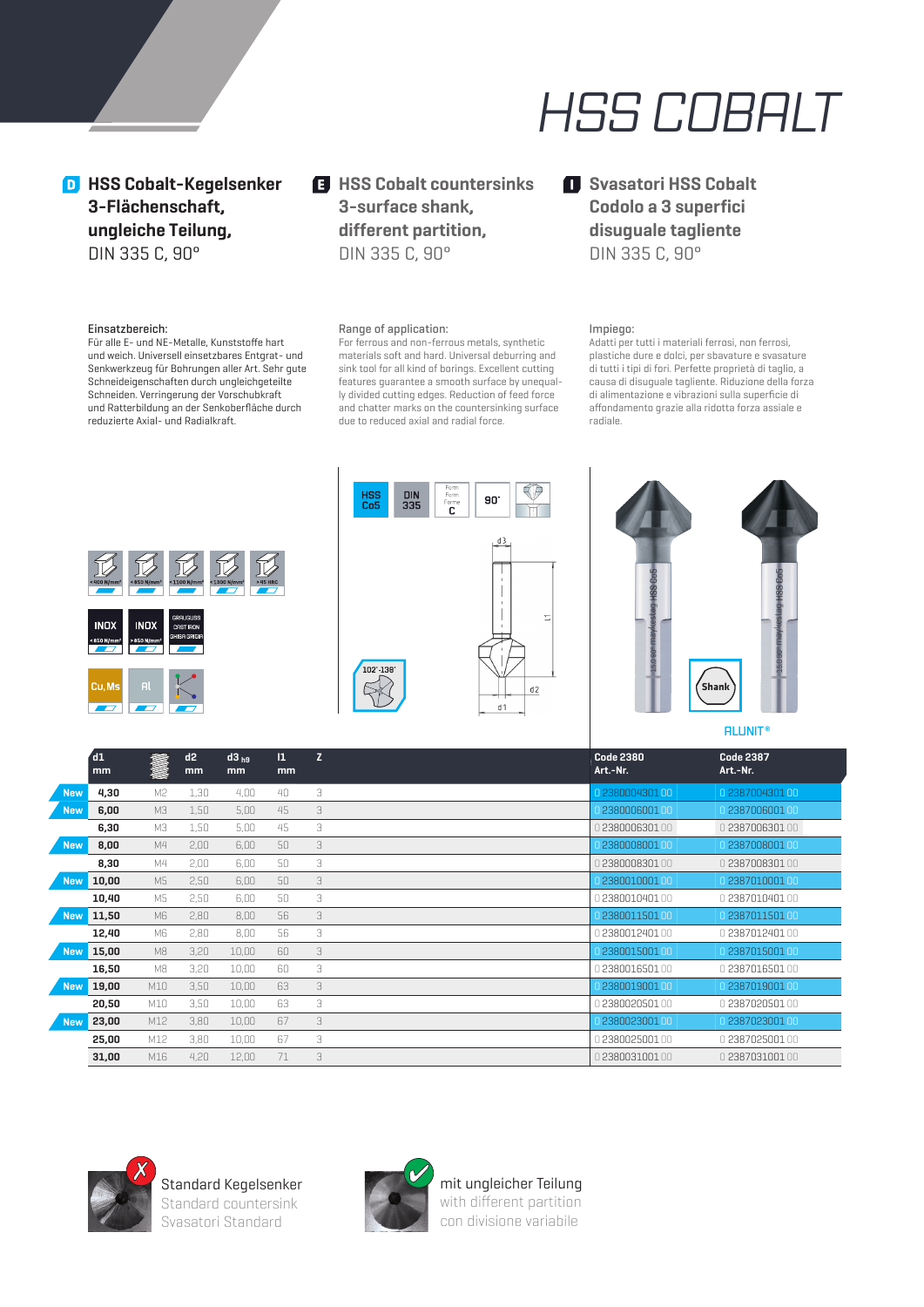# HSS COBALT

## D HSS Cobalt-Kegelsenker 3-Flächenschaft, ungleiche Teilung,

DIN 335 C, 90°

## E HSS Cobalt countersinks 3-surface shank, different partition,

DIN 335 C, 90°

## I Svasatori HSS Cobalt Codolo a 3 superfici disuguale tagliente

DIN 335 C, 90°

Einsatzbereich:
Für alle E- und NE-Metalle, Kunststoffe hart und weich. Universell einsetzbares Entgrat- und Senkwerkzeug für Bohrungen aller Art. Sehr gute Schneideigenschaften durch ungleichgeteilte Schneiden. Verringerung der Vorschubkraft und Ratterbildung an der Senkoberfläche durch reduzierte Axial- und Radialkraft.

Range of application:
For ferrous and non-ferrous metals, synthetic materials soft and hard. Universal deburring and sink tool for all kind of borings. Excellent cutting features guarantee a smooth surface by unequally divided cutting edges. Reduction of feed force and chatter marks on the countersinking surface due to reduced axial and radial force.

Impiego:
Adatti per tutti i materiali ferrosi, non ferrosi, plastiche dure e dolci, per sbavature e svasature di tutti i tipi di fori. Perfette proprietà di taglio, a causa di disuguale tagliente. Riduzione della forza di alimentazione e vibrazioni sulla superficie di affondamento grazie alla ridotta forza assiale e radiale.

< 400 N/mm² | < 850 N/mm² | < 1100 N/mm² | < 1300 N/mm² | > 45 HRC

INOX < 850 N/mm² | INOX > 850 N/mm² | GRAUGUSS CAST IRON GHISA GRIGIA

Cu, Ms | Al

HSS Co5 | DIN 335 | Form C | 90°

102°-136°

Shank

ALUNIT®

| | d1 mm | | d2 mm | d3 h9 mm | l1 mm | Z | Code 2380 Art.-Nr. | Code 2387 Art.-Nr. |
|---|---|---|---|---|---|---|---|---|
| New | 4,30 | M2 | 1,30 | 4,00 | 40 | 3 | 0 2380004301 00 | 0 2387004301 00 |
| New | 6,00 | M3 | 1,50 | 5,00 | 45 | 3 | 0 2380006001 00 | 0 2387006001 00 |
| | 6,30 | M3 | 1,50 | 5,00 | 45 | 3 | 0 2380006301 00 | 0 2387006301 00 |
| New | 8,00 | M4 | 2,00 | 6,00 | 50 | 3 | 0 2380008001 00 | 0 2387008001 00 |
| | 8,30 | M4 | 2,00 | 6,00 | 50 | 3 | 0 2380008301 00 | 0 2387008301 00 |
| New | 10,00 | M5 | 2,50 | 6,00 | 50 | 3 | 0 2380010001 00 | 0 2387010001 00 |
| | 10,40 | M5 | 2,50 | 6,00 | 50 | 3 | 0 2380010401 00 | 0 2387010401 00 |
| New | 11,50 | M6 | 2,80 | 8,00 | 56 | 3 | 0 2380011501 00 | 0 2387011501 00 |
| | 12,40 | M6 | 2,80 | 8,00 | 56 | 3 | 0 2380012401 00 | 0 2387012401 00 |
| New | 15,00 | M8 | 3,20 | 10,00 | 60 | 3 | 0 2380015001 00 | 0 2387015001 00 |
| | 16,50 | M8 | 3,20 | 10,00 | 60 | 3 | 0 2380016501 00 | 0 2387016501 00 |
| New | 19,00 | M10 | 3,50 | 10,00 | 63 | 3 | 0 2380019001 00 | 0 2387019001 00 |
| | 20,50 | M10 | 3,50 | 10,00 | 63 | 3 | 0 2380020501 00 | 0 2387020501 00 |
| New | 23,00 | M12 | 3,80 | 10,00 | 67 | 3 | 0 2380023001 00 | 0 2387023001 00 |
| | 25,00 | M12 | 3,80 | 10,00 | 67 | 3 | 0 2380025001 00 | 0 2387025001 00 |
| | 31,00 | M16 | 4,20 | 12,00 | 71 | 3 | 0 2380031001 00 | 0 2387031001 00 |

Standard Kegelsenker
Standard countersink
Svasatori Standard

mit ungleicher Teilung
with different partition
con divisione variabile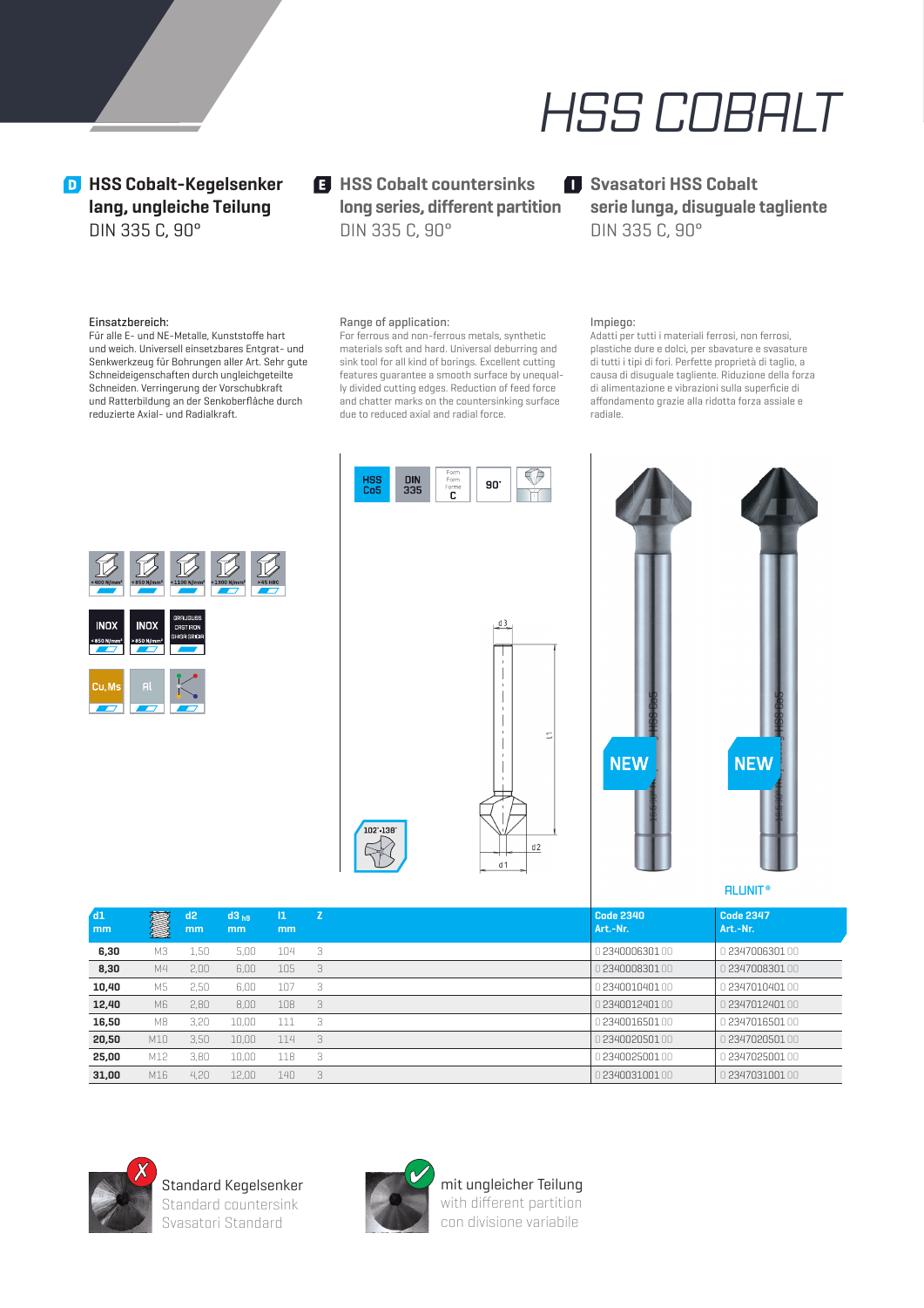# HSS COBALT

## HSS Cobalt-Kegelsenker lang, ungleiche Teilung
DIN 335 C, 90°

## HSS Cobalt countersinks long series, different partition
DIN 335 C, 90°

## Svasatori HSS Cobalt serie lunga, disuguale taglienti
DIN 335 C, 90°

Einsatzbereich:
Für alle E- und NE-Metalle, Kunststoffe hart und weich. Universell einsetzbares Entgrat- und Senkwerkzeug für Bohrungen aller Art. Sehr gute Schneideigenschaften durch ungleichgeteilte Schneiden. Verringerung der Vorschubkraft und Ratterbildung an der Senkoberfläche durch reduzierte Axial- und Radialkraft.

Range of application:
For ferrous and non-ferrous metals, synthetic materials soft and hard. Universal deburring and sink tool for all kind of borings. Excellent cutting features guarantee a smooth surface by unequally divided cutting edges. Reduction of feed force and chatter marks on the countersinking surface due to reduced axial and radial force.

Impiego:
Adatti per tutti i materiali ferrosi, non ferrosi, plastiche dure e dolci, per sbavature e svasature di tutti i tipi di fori. Perfette proprietà di taglio, a causa di disuguale taglienti. Riduzione della forza di alimentazione e vibrazioni sulla superficie di affondamento grazie alla ridotta forza assiale e radiale.

HSS Co5 | DIN 335 | Form C | 90°

<400 N/mm² | <850 N/mm² | <1100 N/mm² | <1300 N/mm² | >45 HRC

INOX <850 N/mm² | INOX >850 N/mm² | GRAUGUSS CAST IRON GHISA GRIGIA

Cu,Ms | Al

102°-138°

d3, l1, d2, d1

NEW | NEW

ALUNIT®

| d1 mm | | d2 mm | d3 h9 mm | l1 mm | Z | Code 2340 Art.-Nr. | Code 2347 Art.-Nr. |
|---|---|---|---|---|---|---|---|
| 6,30 | M3 | 1,50 | 5,00 | 104 | 3 | 0 23400006301 00 | 0 23470006301 00 |
| 8,30 | M4 | 2,00 | 6,00 | 105 | 3 | 0 23400008301 00 | 0 23470008301 00 |
| 10,40 | M5 | 2,50 | 6,00 | 107 | 3 | 0 23400010401 00 | 0 23470010401 00 |
| 12,40 | M6 | 2,80 | 8,00 | 108 | 3 | 0 23400012401 00 | 0 23470012401 00 |
| 16,50 | M8 | 3,20 | 10,00 | 111 | 3 | 0 23400016501 00 | 0 23470016501 00 |
| 20,50 | M10 | 3,50 | 10,00 | 114 | 3 | 0 23400020501 00 | 0 23470020501 00 |
| 25,00 | M12 | 3,80 | 10,00 | 118 | 3 | 0 23400025001 00 | 0 23470025001 00 |
| 31,00 | M16 | 4,20 | 12,00 | 140 | 3 | 0 23400031001 00 | 0 23470031001 00 |

Standard Kegelsenker
Standard countersink
Svasatori Standard

mit ungleicher Teilung
with different partition
con divisione variabile